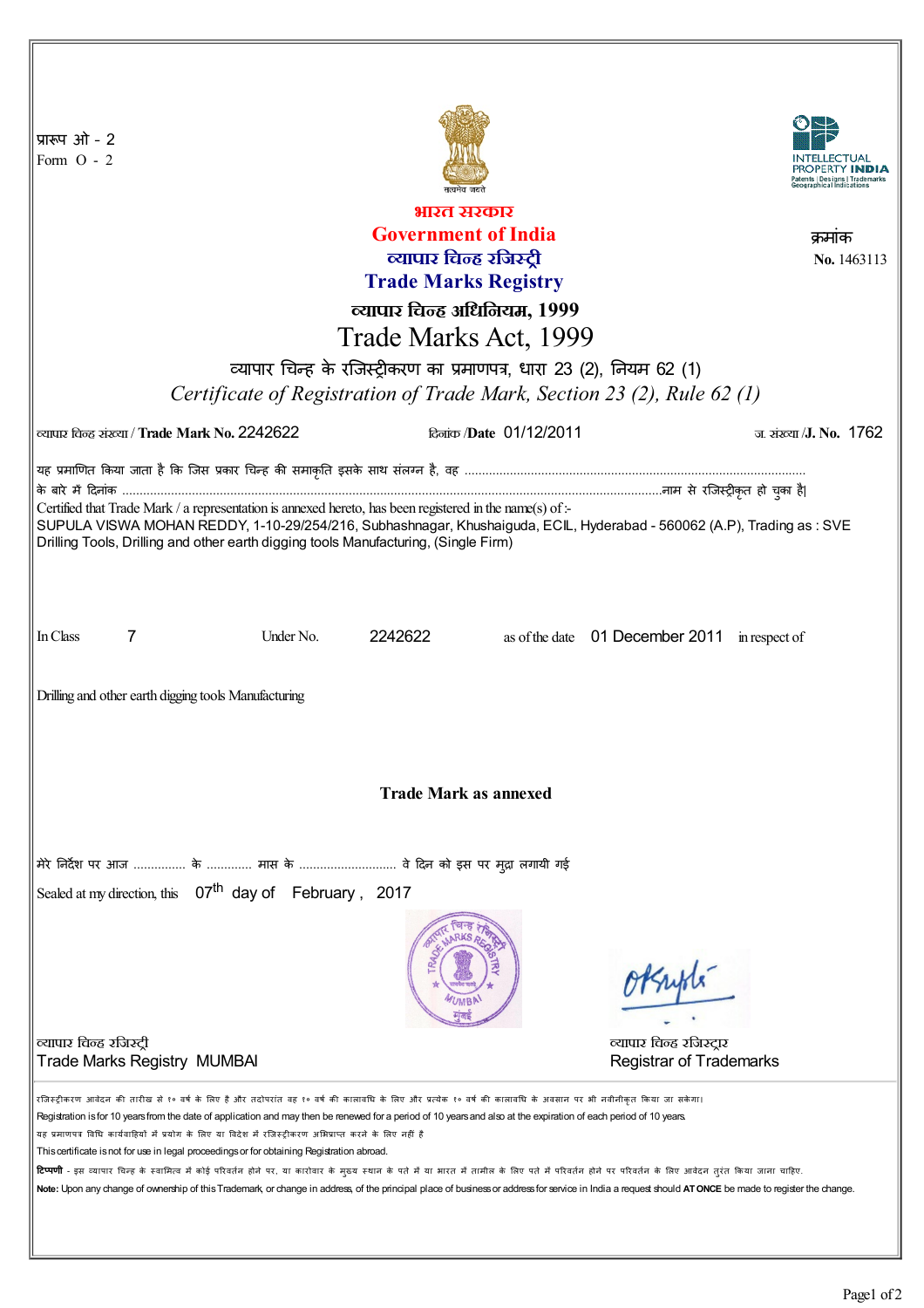प्रारूप ओ - 2
Form O - 2

**भारत सरकार**
**Government of India**
**व्यापार चिन्ह रजिस्ट्री**
**Trade Marks Registry**

क्रमांक
**No.** 1463113

**व्यापार चिन्ह अधिनियम, 1999**

# Trade Marks Act, 1999

व्यापार चिन्ह के रजिस्ट्रीकरण का प्रमाणपत्र, धारा 23 (2), नियम 62 (1)

*Certificate of Registration of Trade Mark, Section 23 (2), Rule 62 (1)*

व्यापार चिन्ह संख्या / **Trade Mark No.** 2242622 दिनांक /**Date** 01/12/2011 ज. संख्या /**J. No.** 1762

यह प्रमाणित किया जाता है कि जिस प्रकार चिन्ह की समाकृति इसके साथ संलग्न है, वह ............................................................................................ के बारे में दिनांक ...........................................................................................................................................नाम से रजिस्ट्रीकृत हो चुका है|

Certified that Trade Mark / a representation is annexed hereto, has been registered in the name(s) of :-
SUPULA VISWA MOHAN REDDY, 1-10-29/254/216, Subhashnagar, Khushaiguda, ECIL, Hyderabad - 560062 (A.P), Trading as : SVE Drilling Tools, Drilling and other earth digging tools Manufacturing, (Single Firm)

In Class 7 Under No. 2242622 as of the date 01 December 2011 in respect of

Drilling and other earth digging tools Manufacturing

**Trade Mark as annexed**

मेरे निर्देश पर आज ............... के ............ मास के ............................ वे दिन को इस पर मुद्रा लगायी गई

Sealed at my direction, this 07th day of February , 2017

व्यापार चिन्ह रजिस्ट्री
Trade Marks Registry MUMBAI

व्यापार चिन्ह रजिस्ट्रार
Registrar of Trademarks

रजिस्ट्रीकरण आवेदन की तारीख से १० वर्ष के लिए है और तदोपरांत वह १० वर्ष की कालावधि के लिए और प्रत्येक १० वर्ष की कालावधि के अवसान पर भी नवीनीकृत किया जा सकेगा।
Registration is for 10 years from the date of application and may then be renewed for a period of 10 years and also at the expiration of each period of 10 years.

यह प्रमाणपत्र विधि कार्यवाहियों में प्रयोग के लिए या विदेश में रजिस्ट्रीकरण अभिप्राप्त करने के लिए नहीं है
This certificate is not for use in legal proceedings or for obtaining Registration abroad.

**टिप्पणी** - इस व्यापार चिन्ह के स्वामित्व में कोई परिवर्तन होने पर, या कारोबार के मुख्य स्थान के पते में या भारत में तामील के लिए पते में परिवर्तन होने पर परिवर्तन के लिए आवेदन तुरंत किया जाना चाहिए.
**Note:** Upon any change of ownership of this Trademark, or change in address, of the principal place of business or address for service in India a request should **AT ONCE** be made to register the change.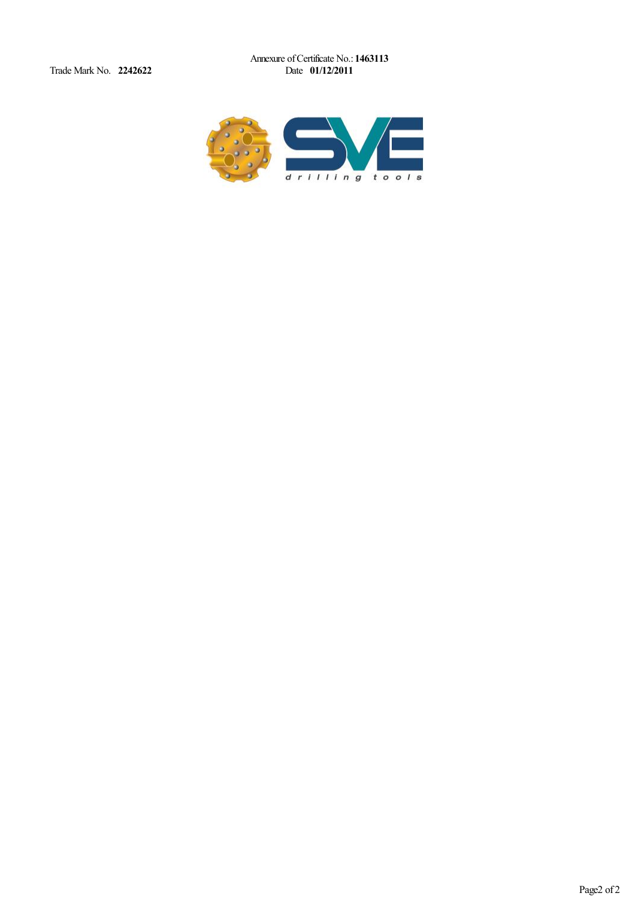Annexure of Certificate No.: **1463113**

Trade Mark No. **2242622**

Date **01/12/2011**

SVE

drilling tools